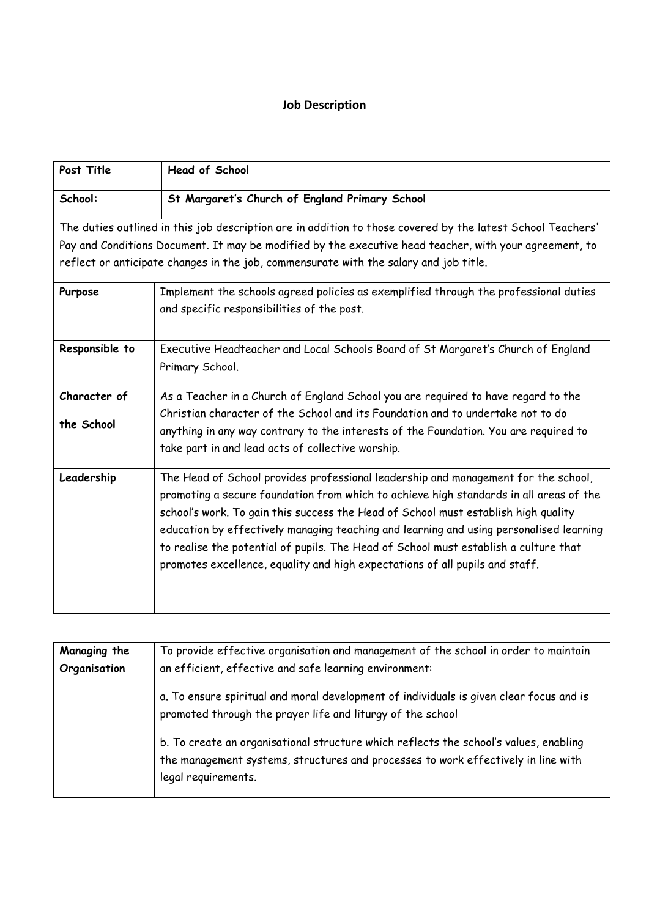# Job Description

| **Post Title** | **Head of School** |
|---|---|
| **School:** | **St Margaret's Church of England Primary School** |

The duties outlined in this job description are in addition to those covered by the latest School Teachers' Pay and Conditions Document. It may be modified by the executive head teacher, with your agreement, to reflect or anticipate changes in the job, commensurate with the salary and job title.

| | |
|---|---|
| **Purpose** | Implement the schools agreed policies as exemplified through the professional duties and specific responsibilities of the post. |
| **Responsible to** | Executive Headteacher and Local Schools Board of St Margaret's Church of England Primary School. |
| **Character of the School** | As a Teacher in a Church of England School you are required to have regard to the Christian character of the School and its Foundation and to undertake not to do anything in any way contrary to the interests of the Foundation. You are required to take part in and lead acts of collective worship. |
| **Leadership** | The Head of School provides professional leadership and management for the school, promoting a secure foundation from which to achieve high standards in all areas of the school's work. To gain this success the Head of School must establish high quality education by effectively managing teaching and learning and using personalised learning to realise the potential of pupils. The Head of School must establish a culture that promotes excellence, equality and high expectations of all pupils and staff. |

| | |
|---|---|
| **Managing the Organisation** | To provide effective organisation and management of the school in order to maintain an efficient, effective and safe learning environment:<br><br>a. To ensure spiritual and moral development of individuals is given clear focus and is promoted through the prayer life and liturgy of the school<br><br>b. To create an organisational structure which reflects the school's values, enabling the management systems, structures and processes to work effectively in line with legal requirements. |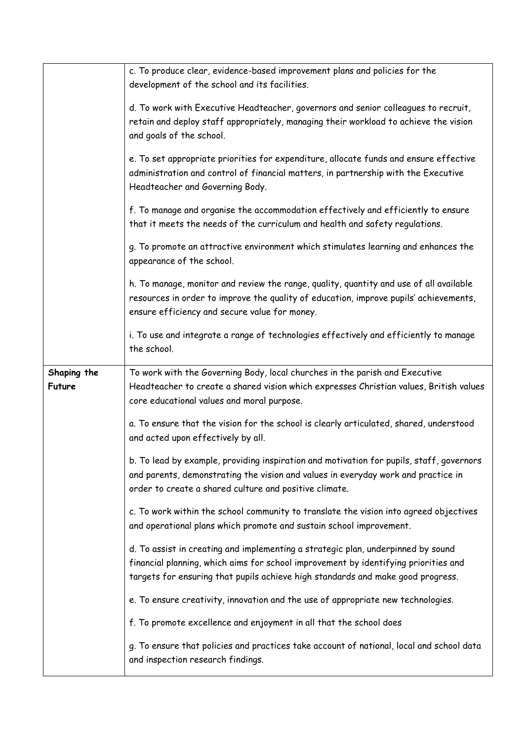| | |
|---|---|
| | c. To produce clear, evidence-based improvement plans and policies for the development of the school and its facilities.<br><br>d. To work with Executive Headteacher, governors and senior colleagues to recruit, retain and deploy staff appropriately, managing their workload to achieve the vision and goals of the school.<br><br>e. To set appropriate priorities for expenditure, allocate funds and ensure effective administration and control of financial matters, in partnership with the Executive Headteacher and Governing Body.<br><br>f. To manage and organise the accommodation effectively and efficiently to ensure that it meets the needs of the curriculum and health and safety regulations.<br><br>g. To promote an attractive environment which stimulates learning and enhances the appearance of the school.<br><br>h. To manage, monitor and review the range, quality, quantity and use of all available resources in order to improve the quality of education, improve pupils' achievements, ensure efficiency and secure value for money.<br><br>i. To use and integrate a range of technologies effectively and efficiently to manage the school. |
| **Shaping the Future** | To work with the Governing Body, local churches in the parish and Executive Headteacher to create a shared vision which expresses Christian values, British values core educational values and moral purpose.<br><br>a. To ensure that the vision for the school is clearly articulated, shared, understood and acted upon effectively by all.<br><br>b. To lead by example, providing inspiration and motivation for pupils, staff, governors and parents, demonstrating the vision and values in everyday work and practice in order to create a shared culture and positive climate.<br><br>c. To work within the school community to translate the vision into agreed objectives and operational plans which promote and sustain school improvement.<br><br>d. To assist in creating and implementing a strategic plan, underpinned by sound financial planning, which aims for school improvement by identifying priorities and targets for ensuring that pupils achieve high standards and make good progress.<br><br>e. To ensure creativity, innovation and the use of appropriate new technologies.<br><br>f. To promote excellence and enjoyment in all that the school does<br><br>g. To ensure that policies and practices take account of national, local and school data and inspection research findings. |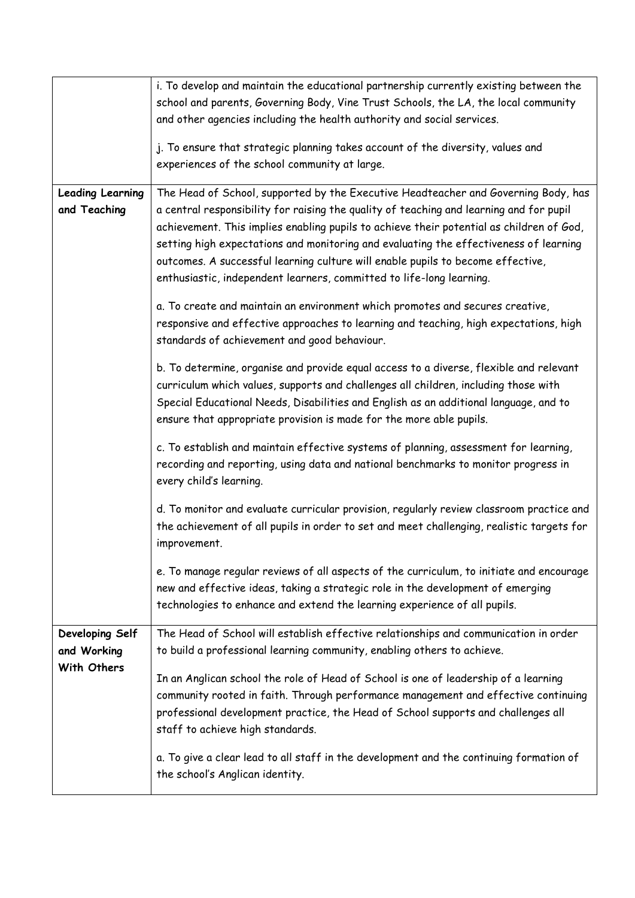| | |
|---|---|
| | i. To develop and maintain the educational partnership currently existing between the school and parents, Governing Body, Vine Trust Schools, the LA, the local community and other agencies including the health authority and social services.<br><br>j. To ensure that strategic planning takes account of the diversity, values and experiences of the school community at large. |
| **Leading Learning and Teaching** | The Head of School, supported by the Executive Headteacher and Governing Body, has a central responsibility for raising the quality of teaching and learning and for pupil achievement. This implies enabling pupils to achieve their potential as children of God, setting high expectations and monitoring and evaluating the effectiveness of learning outcomes. A successful learning culture will enable pupils to become effective, enthusiastic, independent learners, committed to life-long learning.<br><br>a. To create and maintain an environment which promotes and secures creative, responsive and effective approaches to learning and teaching, high expectations, high standards of achievement and good behaviour.<br><br>b. To determine, organise and provide equal access to a diverse, flexible and relevant curriculum which values, supports and challenges all children, including those with Special Educational Needs, Disabilities and English as an additional language, and to ensure that appropriate provision is made for the more able pupils.<br><br>c. To establish and maintain effective systems of planning, assessment for learning, recording and reporting, using data and national benchmarks to monitor progress in every child's learning.<br><br>d. To monitor and evaluate curricular provision, regularly review classroom practice and the achievement of all pupils in order to set and meet challenging, realistic targets for improvement.<br><br>e. To manage regular reviews of all aspects of the curriculum, to initiate and encourage new and effective ideas, taking a strategic role in the development of emerging technologies to enhance and extend the learning experience of all pupils. |
| **Developing Self and Working With Others** | The Head of School will establish effective relationships and communication in order to build a professional learning community, enabling others to achieve.<br><br>In an Anglican school the role of Head of School is one of leadership of a learning community rooted in faith. Through performance management and effective continuing professional development practice, the Head of School supports and challenges all staff to achieve high standards.<br><br>a. To give a clear lead to all staff in the development and the continuing formation of the school's Anglican identity. |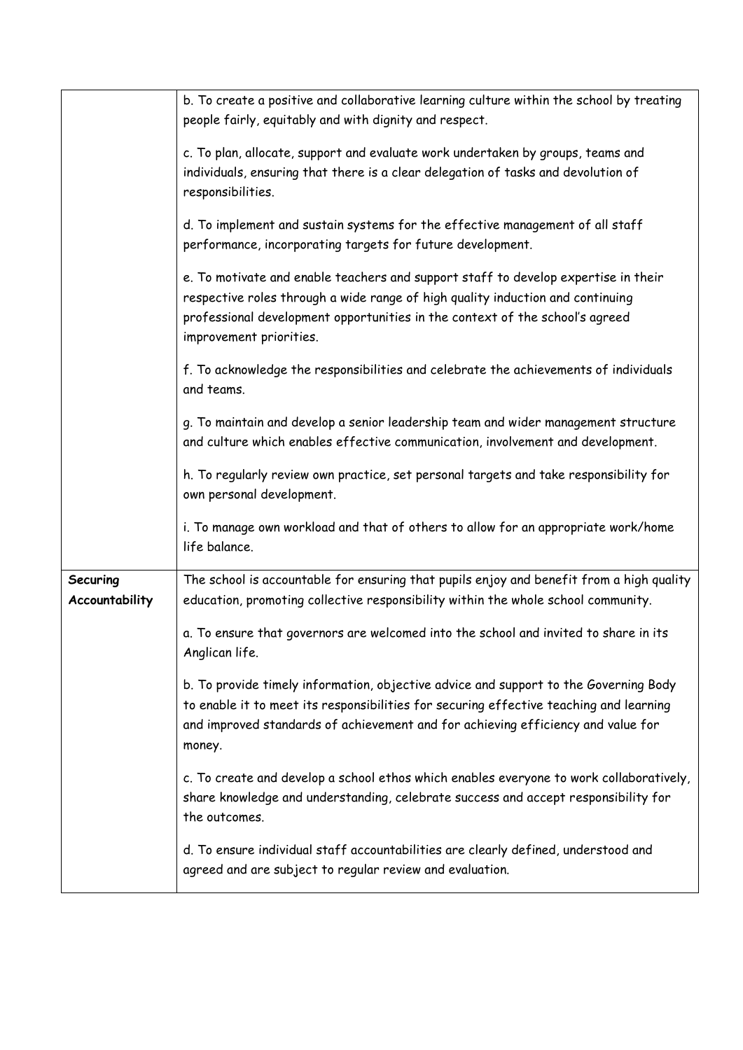| | |
|---|---|
| | b. To create a positive and collaborative learning culture within the school by treating people fairly, equitably and with dignity and respect.<br><br>c. To plan, allocate, support and evaluate work undertaken by groups, teams and individuals, ensuring that there is a clear delegation of tasks and devolution of responsibilities.<br><br>d. To implement and sustain systems for the effective management of all staff performance, incorporating targets for future development.<br><br>e. To motivate and enable teachers and support staff to develop expertise in their respective roles through a wide range of high quality induction and continuing professional development opportunities in the context of the school's agreed improvement priorities.<br><br>f. To acknowledge the responsibilities and celebrate the achievements of individuals and teams.<br><br>g. To maintain and develop a senior leadership team and wider management structure and culture which enables effective communication, involvement and development.<br><br>h. To regularly review own practice, set personal targets and take responsibility for own personal development.<br><br>i. To manage own workload and that of others to allow for an appropriate work/home life balance. |
| **Securing Accountability** | The school is accountable for ensuring that pupils enjoy and benefit from a high quality education, promoting collective responsibility within the whole school community.<br><br>a. To ensure that governors are welcomed into the school and invited to share in its Anglican life.<br><br>b. To provide timely information, objective advice and support to the Governing Body to enable it to meet its responsibilities for securing effective teaching and learning and improved standards of achievement and for achieving efficiency and value for money.<br><br>c. To create and develop a school ethos which enables everyone to work collaboratively, share knowledge and understanding, celebrate success and accept responsibility for the outcomes.<br><br>d. To ensure individual staff accountabilities are clearly defined, understood and agreed and are subject to regular review and evaluation. |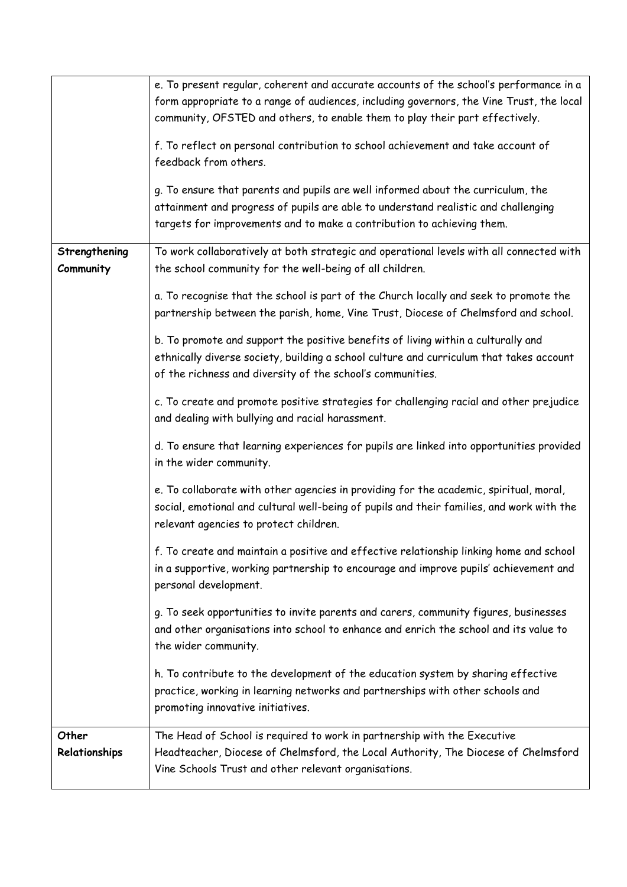| | |
|---|---|
| | e. To present regular, coherent and accurate accounts of the school's performance in a form appropriate to a range of audiences, including governors, the Vine Trust, the local community, OFSTED and others, to enable them to play their part effectively.<br><br>f. To reflect on personal contribution to school achievement and take account of feedback from others.<br><br>g. To ensure that parents and pupils are well informed about the curriculum, the attainment and progress of pupils are able to understand realistic and challenging targets for improvements and to make a contribution to achieving them. |
| **Strengthening Community** | To work collaboratively at both strategic and operational levels with all connected with the school community for the well-being of all children.<br><br>a. To recognise that the school is part of the Church locally and seek to promote the partnership between the parish, home, Vine Trust, Diocese of Chelmsford and school.<br><br>b. To promote and support the positive benefits of living within a culturally and ethnically diverse society, building a school culture and curriculum that takes account of the richness and diversity of the school's communities.<br><br>c. To create and promote positive strategies for challenging racial and other prejudice and dealing with bullying and racial harassment.<br><br>d. To ensure that learning experiences for pupils are linked into opportunities provided in the wider community.<br><br>e. To collaborate with other agencies in providing for the academic, spiritual, moral, social, emotional and cultural well-being of pupils and their families, and work with the relevant agencies to protect children.<br><br>f. To create and maintain a positive and effective relationship linking home and school in a supportive, working partnership to encourage and improve pupils' achievement and personal development.<br><br>g. To seek opportunities to invite parents and carers, community figures, businesses and other organisations into school to enhance and enrich the school and its value to the wider community.<br><br>h. To contribute to the development of the education system by sharing effective practice, working in learning networks and partnerships with other schools and promoting innovative initiatives. |
| **Other Relationships** | The Head of School is required to work in partnership with the Executive Headteacher, Diocese of Chelmsford, the Local Authority, The Diocese of Chelmsford Vine Schools Trust and other relevant organisations. |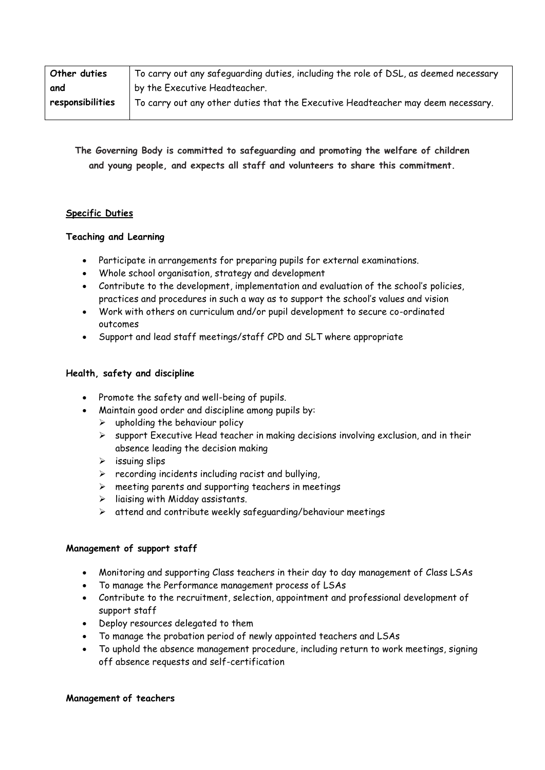| Other duties and responsibilities | To carry out any safeguarding duties, including the role of DSL, as deemed necessary by the Executive Headteacher.<br>To carry out any other duties that the Executive Headteacher may deem necessary. |
|---|---|

**The Governing Body is committed to safeguarding and promoting the welfare of children and young people, and expects all staff and volunteers to share this commitment.**

**Specific Duties**

**Teaching and Learning**

- Participate in arrangements for preparing pupils for external examinations.
- Whole school organisation, strategy and development
- Contribute to the development, implementation and evaluation of the school's policies, practices and procedures in such a way as to support the school's values and vision
- Work with others on curriculum and/or pupil development to secure co-ordinated outcomes
- Support and lead staff meetings/staff CPD and SLT where appropriate

**Health, safety and discipline**

- Promote the safety and well-being of pupils.
- Maintain good order and discipline among pupils by:
  - upholding the behaviour policy
  - support Executive Head teacher in making decisions involving exclusion, and in their absence leading the decision making
  - issuing slips
  - recording incidents including racist and bullying,
  - meeting parents and supporting teachers in meetings
  - liaising with Midday assistants.
  - attend and contribute weekly safeguarding/behaviour meetings

**Management of support staff**

- Monitoring and supporting Class teachers in their day to day management of Class LSAs
- To manage the Performance management process of LSAs
- Contribute to the recruitment, selection, appointment and professional development of support staff
- Deploy resources delegated to them
- To manage the probation period of newly appointed teachers and LSAs
- To uphold the absence management procedure, including return to work meetings, signing off absence requests and self-certification

**Management of teachers**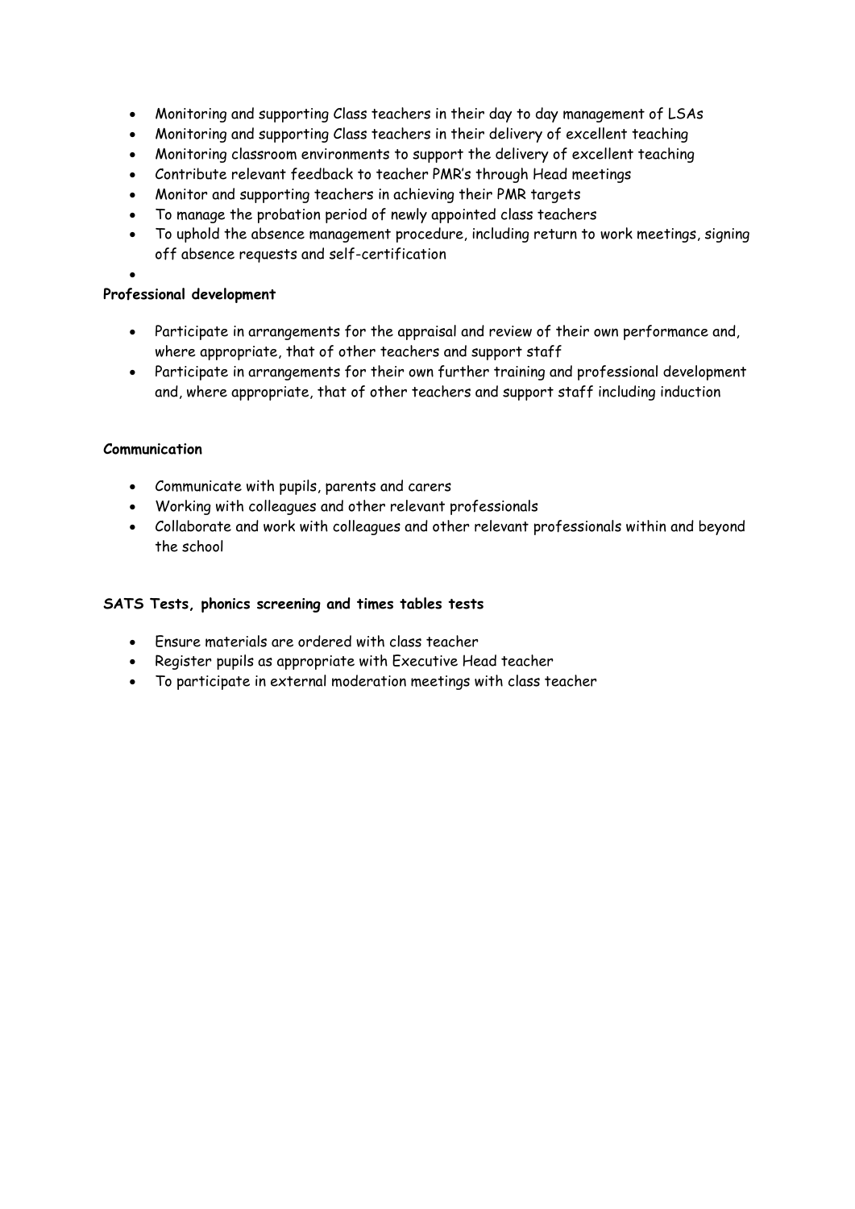- Monitoring and supporting Class teachers in their day to day management of LSAs
- Monitoring and supporting Class teachers in their delivery of excellent teaching
- Monitoring classroom environments to support the delivery of excellent teaching
- Contribute relevant feedback to teacher PMR's through Head meetings
- Monitor and supporting teachers in achieving their PMR targets
- To manage the probation period of newly appointed class teachers
- To uphold the absence management procedure, including return to work meetings, signing off absence requests and self-certification
- 

**Professional development**

- Participate in arrangements for the appraisal and review of their own performance and, where appropriate, that of other teachers and support staff
- Participate in arrangements for their own further training and professional development and, where appropriate, that of other teachers and support staff including induction

**Communication**

- Communicate with pupils, parents and carers
- Working with colleagues and other relevant professionals
- Collaborate and work with colleagues and other relevant professionals within and beyond the school

**SATS Tests, phonics screening and times tables tests**

- Ensure materials are ordered with class teacher
- Register pupils as appropriate with Executive Head teacher
- To participate in external moderation meetings with class teacher